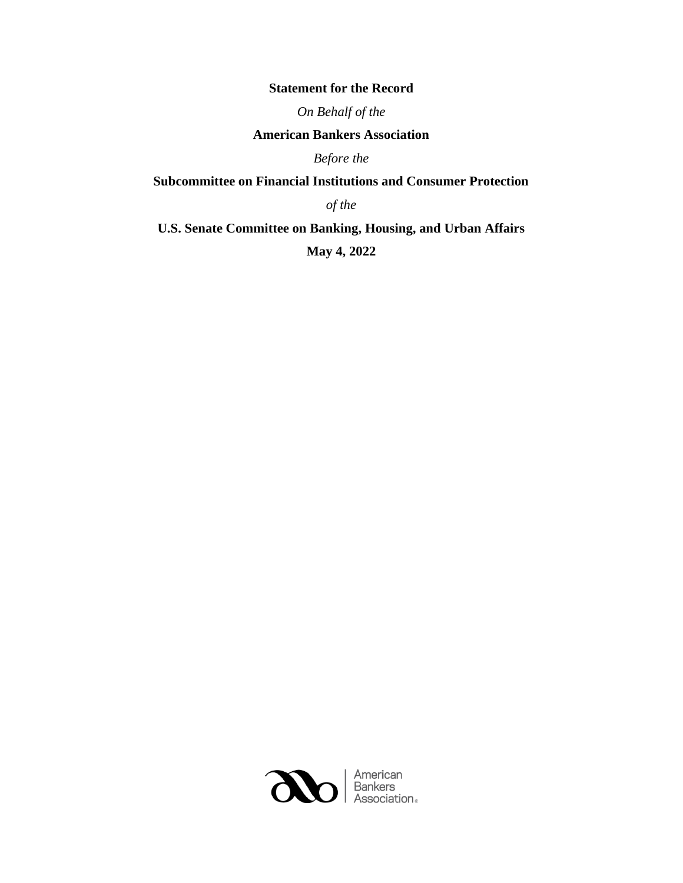**Statement for the Record**

*On Behalf of the*

**American Bankers Association**

*Before the*

**Subcommittee on Financial Institutions and Consumer Protection**

*of the*

**U.S. Senate Committee on Banking, Housing, and Urban Affairs**

**May 4, 2022**

American Bankers Association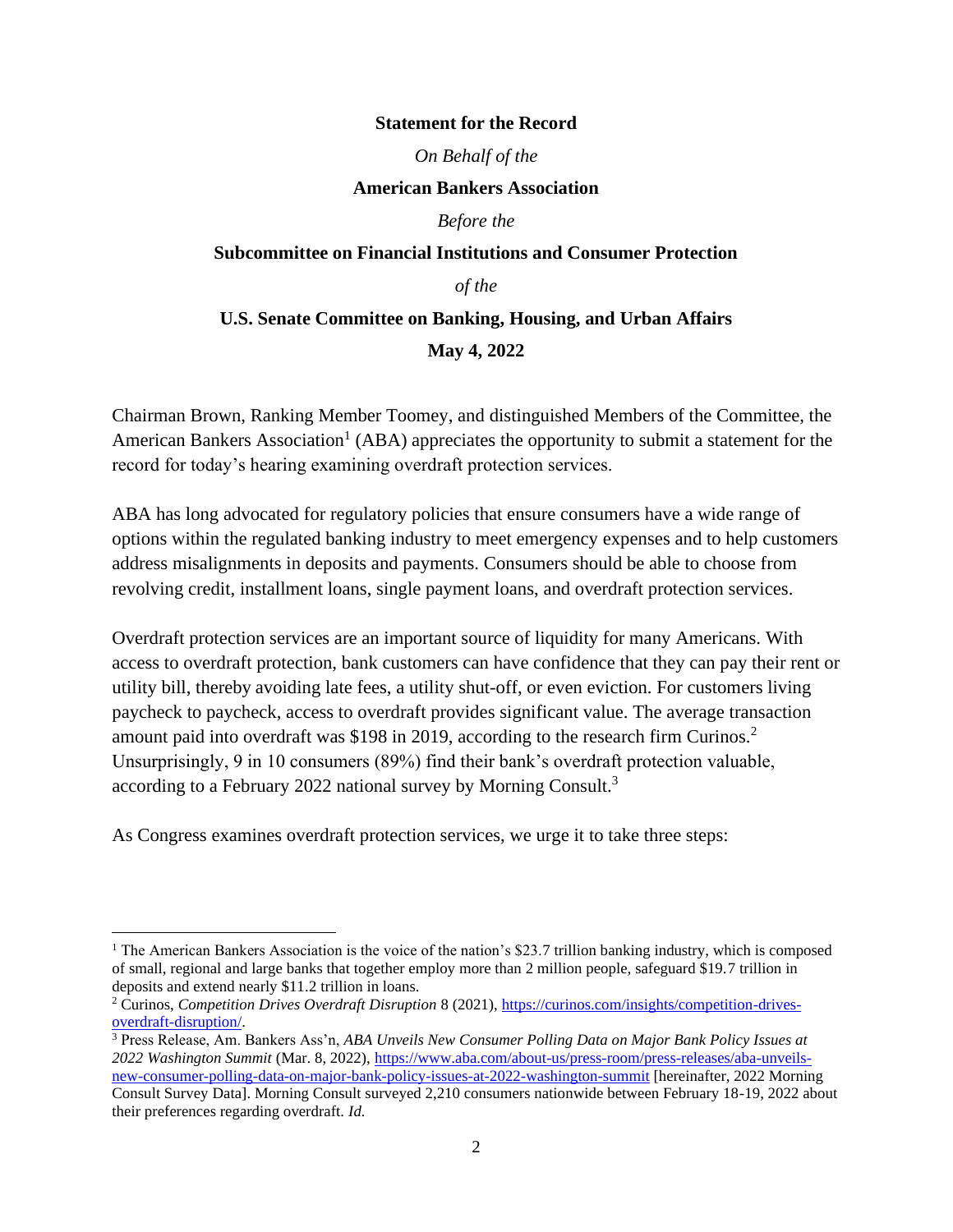**Statement for the Record**

*On Behalf of the*

**American Bankers Association**

*Before the*

**Subcommittee on Financial Institutions and Consumer Protection**

*of the*

**U.S. Senate Committee on Banking, Housing, and Urban Affairs**

**May 4, 2022**

Chairman Brown, Ranking Member Toomey, and distinguished Members of the Committee, the American Bankers Association[1] (ABA) appreciates the opportunity to submit a statement for the record for today's hearing examining overdraft protection services.

ABA has long advocated for regulatory policies that ensure consumers have a wide range of options within the regulated banking industry to meet emergency expenses and to help customers address misalignments in deposits and payments. Consumers should be able to choose from revolving credit, installment loans, single payment loans, and overdraft protection services.

Overdraft protection services are an important source of liquidity for many Americans. With access to overdraft protection, bank customers can have confidence that they can pay their rent or utility bill, thereby avoiding late fees, a utility shut-off, or even eviction. For customers living paycheck to paycheck, access to overdraft provides significant value. The average transaction amount paid into overdraft was $198 in 2019, according to the research firm Curinos.[2] Unsurprisingly, 9 in 10 consumers (89%) find their bank's overdraft protection valuable, according to a February 2022 national survey by Morning Consult.[3]

As Congress examines overdraft protection services, we urge it to take three steps:

---

[1] The American Bankers Association is the voice of the nation's $23.7 trillion banking industry, which is composed of small, regional and large banks that together employ more than 2 million people, safeguard $19.7 trillion in deposits and extend nearly $11.2 trillion in loans.

[2] Curinos, *Competition Drives Overdraft Disruption* 8 (2021), https://curinos.com/insights/competition-drives-overdraft-disruption/.

[3] Press Release, Am. Bankers Ass'n, *ABA Unveils New Consumer Polling Data on Major Bank Policy Issues at 2022 Washington Summit* (Mar. 8, 2022), https://www.aba.com/about-us/press-room/press-releases/aba-unveils-new-consumer-polling-data-on-major-bank-policy-issues-at-2022-washington-summit [hereinafter, 2022 Morning Consult Survey Data]. Morning Consult surveyed 2,210 consumers nationwide between February 18-19, 2022 about their preferences regarding overdraft. *Id.*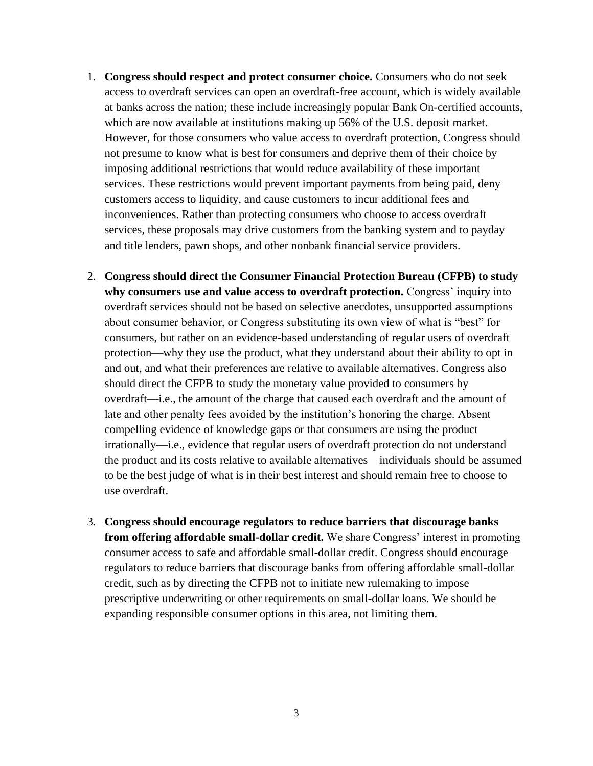1. **Congress should respect and protect consumer choice.** Consumers who do not seek access to overdraft services can open an overdraft-free account, which is widely available at banks across the nation; these include increasingly popular Bank On-certified accounts, which are now available at institutions making up 56% of the U.S. deposit market. However, for those consumers who value access to overdraft protection, Congress should not presume to know what is best for consumers and deprive them of their choice by imposing additional restrictions that would reduce availability of these important services. These restrictions would prevent important payments from being paid, deny customers access to liquidity, and cause customers to incur additional fees and inconveniences. Rather than protecting consumers who choose to access overdraft services, these proposals may drive customers from the banking system and to payday and title lenders, pawn shops, and other nonbank financial service providers.

2. **Congress should direct the Consumer Financial Protection Bureau (CFPB) to study why consumers use and value access to overdraft protection.** Congress' inquiry into overdraft services should not be based on selective anecdotes, unsupported assumptions about consumer behavior, or Congress substituting its own view of what is "best" for consumers, but rather on an evidence-based understanding of regular users of overdraft protection—why they use the product, what they understand about their ability to opt in and out, and what their preferences are relative to available alternatives. Congress also should direct the CFPB to study the monetary value provided to consumers by overdraft—i.e., the amount of the charge that caused each overdraft and the amount of late and other penalty fees avoided by the institution's honoring the charge. Absent compelling evidence of knowledge gaps or that consumers are using the product irrationally—i.e., evidence that regular users of overdraft protection do not understand the product and its costs relative to available alternatives—individuals should be assumed to be the best judge of what is in their best interest and should remain free to choose to use overdraft.

3. **Congress should encourage regulators to reduce barriers that discourage banks from offering affordable small-dollar credit.** We share Congress' interest in promoting consumer access to safe and affordable small-dollar credit. Congress should encourage regulators to reduce barriers that discourage banks from offering affordable small-dollar credit, such as by directing the CFPB not to initiate new rulemaking to impose prescriptive underwriting or other requirements on small-dollar loans. We should be expanding responsible consumer options in this area, not limiting them.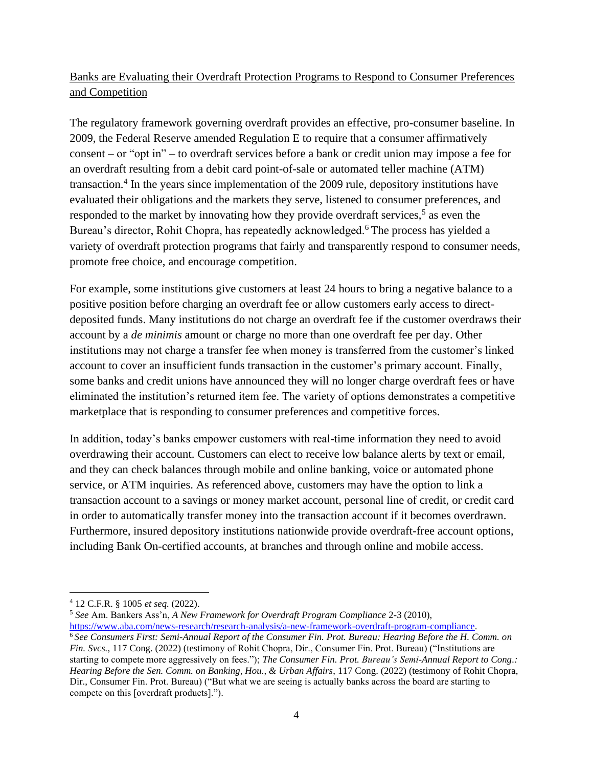<u>Banks are Evaluating their Overdraft Protection Programs to Respond to Consumer Preferences and Competition</u>

The regulatory framework governing overdraft provides an effective, pro-consumer baseline. In 2009, the Federal Reserve amended Regulation E to require that a consumer affirmatively consent – or "opt in" – to overdraft services before a bank or credit union may impose a fee for an overdraft resulting from a debit card point-of-sale or automated teller machine (ATM) transaction.[4] In the years since implementation of the 2009 rule, depository institutions have evaluated their obligations and the markets they serve, listened to consumer preferences, and responded to the market by innovating how they provide overdraft services,[5] as even the Bureau's director, Rohit Chopra, has repeatedly acknowledged.[6] The process has yielded a variety of overdraft protection programs that fairly and transparently respond to consumer needs, promote free choice, and encourage competition.

For example, some institutions give customers at least 24 hours to bring a negative balance to a positive position before charging an overdraft fee or allow customers early access to direct-deposited funds. Many institutions do not charge an overdraft fee if the customer overdraws their account by a *de minimis* amount or charge no more than one overdraft fee per day. Other institutions may not charge a transfer fee when money is transferred from the customer's linked account to cover an insufficient funds transaction in the customer's primary account. Finally, some banks and credit unions have announced they will no longer charge overdraft fees or have eliminated the institution's returned item fee. The variety of options demonstrates a competitive marketplace that is responding to consumer preferences and competitive forces.

In addition, today's banks empower customers with real-time information they need to avoid overdrawing their account. Customers can elect to receive low balance alerts by text or email, and they can check balances through mobile and online banking, voice or automated phone service, or ATM inquiries. As referenced above, customers may have the option to link a transaction account to a savings or money market account, personal line of credit, or credit card in order to automatically transfer money into the transaction account if it becomes overdrawn. Furthermore, insured depository institutions nationwide provide overdraft-free account options, including Bank On-certified accounts, at branches and through online and mobile access.

---

[4] 12 C.F.R. § 1005 *et seq.* (2022).

[5] *See* Am. Bankers Ass'n, *A New Framework for Overdraft Program Compliance* 2-3 (2010), https://www.aba.com/news-research/research-analysis/a-new-framework-overdraft-program-compliance.

[6] *See Consumers First: Semi-Annual Report of the Consumer Fin. Prot. Bureau: Hearing Before the H. Comm. on Fin. Svcs.*, 117 Cong. (2022) (testimony of Rohit Chopra, Dir., Consumer Fin. Prot. Bureau) ("Institutions are starting to compete more aggressively on fees."); *The Consumer Fin. Prot. Bureau's Semi-Annual Report to Cong.: Hearing Before the Sen. Comm. on Banking, Hou., & Urban Affairs*, 117 Cong. (2022) (testimony of Rohit Chopra, Dir., Consumer Fin. Prot. Bureau) ("But what we are seeing is actually banks across the board are starting to compete on this [overdraft products].").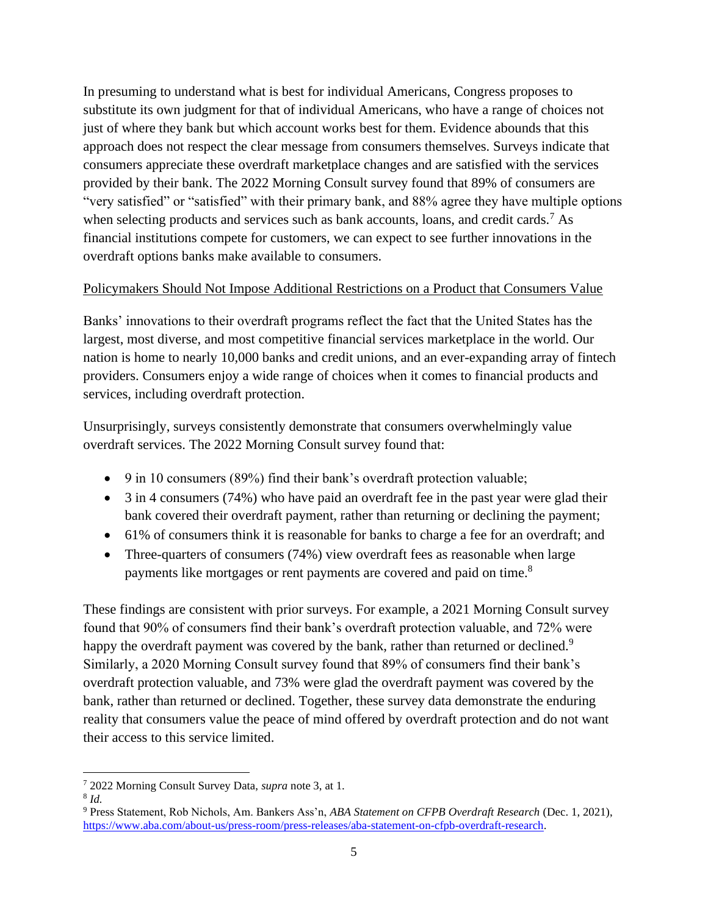In presuming to understand what is best for individual Americans, Congress proposes to substitute its own judgment for that of individual Americans, who have a range of choices not just of where they bank but which account works best for them. Evidence abounds that this approach does not respect the clear message from consumers themselves. Surveys indicate that consumers appreciate these overdraft marketplace changes and are satisfied with the services provided by their bank. The 2022 Morning Consult survey found that 89% of consumers are "very satisfied" or "satisfied" with their primary bank, and 88% agree they have multiple options when selecting products and services such as bank accounts, loans, and credit cards.[7] As financial institutions compete for customers, we can expect to see further innovations in the overdraft options banks make available to consumers.

<u>Policymakers Should Not Impose Additional Restrictions on a Product that Consumers Value</u>

Banks' innovations to their overdraft programs reflect the fact that the United States has the largest, most diverse, and most competitive financial services marketplace in the world. Our nation is home to nearly 10,000 banks and credit unions, and an ever-expanding array of fintech providers. Consumers enjoy a wide range of choices when it comes to financial products and services, including overdraft protection.

Unsurprisingly, surveys consistently demonstrate that consumers overwhelmingly value overdraft services. The 2022 Morning Consult survey found that:

- 9 in 10 consumers (89%) find their bank's overdraft protection valuable;
- 3 in 4 consumers (74%) who have paid an overdraft fee in the past year were glad their bank covered their overdraft payment, rather than returning or declining the payment;
- 61% of consumers think it is reasonable for banks to charge a fee for an overdraft; and
- Three-quarters of consumers (74%) view overdraft fees as reasonable when large payments like mortgages or rent payments are covered and paid on time.[8]

These findings are consistent with prior surveys. For example, a 2021 Morning Consult survey found that 90% of consumers find their bank's overdraft protection valuable, and 72% were happy the overdraft payment was covered by the bank, rather than returned or declined.[9] Similarly, a 2020 Morning Consult survey found that 89% of consumers find their bank's overdraft protection valuable, and 73% were glad the overdraft payment was covered by the bank, rather than returned or declined. Together, these survey data demonstrate the enduring reality that consumers value the peace of mind offered by overdraft protection and do not want their access to this service limited.

---

[7] 2022 Morning Consult Survey Data, *supra* note 3, at 1.

[8] *Id.*

[9] Press Statement, Rob Nichols, Am. Bankers Ass'n, *ABA Statement on CFPB Overdraft Research* (Dec. 1, 2021), https://www.aba.com/about-us/press-room/press-releases/aba-statement-on-cfpb-overdraft-research.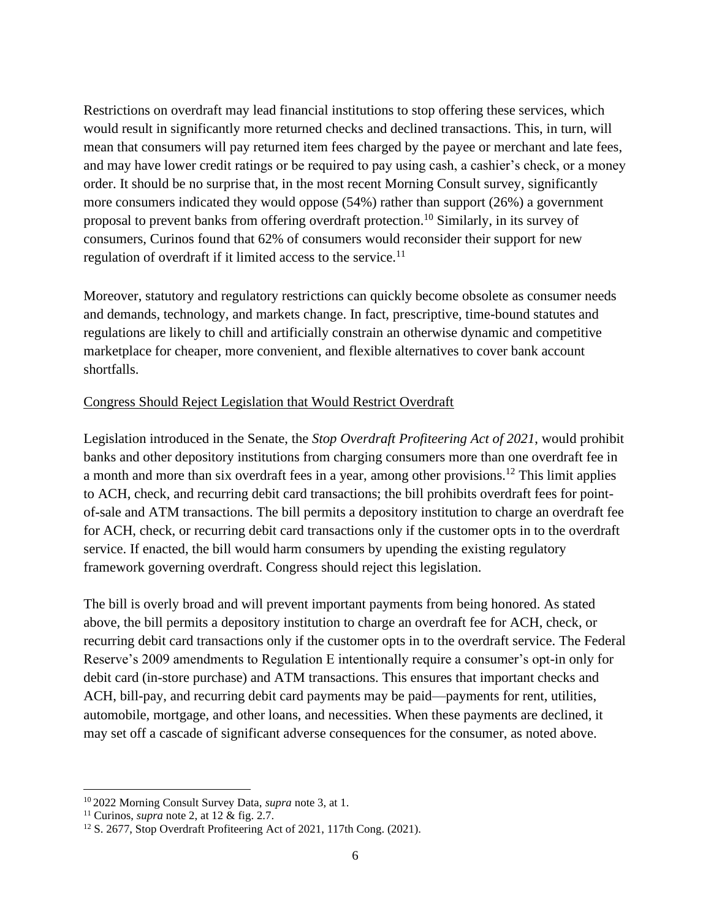Restrictions on overdraft may lead financial institutions to stop offering these services, which would result in significantly more returned checks and declined transactions. This, in turn, will mean that consumers will pay returned item fees charged by the payee or merchant and late fees, and may have lower credit ratings or be required to pay using cash, a cashier's check, or a money order. It should be no surprise that, in the most recent Morning Consult survey, significantly more consumers indicated they would oppose (54%) rather than support (26%) a government proposal to prevent banks from offering overdraft protection.[10] Similarly, in its survey of consumers, Curinos found that 62% of consumers would reconsider their support for new regulation of overdraft if it limited access to the service.[11]

Moreover, statutory and regulatory restrictions can quickly become obsolete as consumer needs and demands, technology, and markets change. In fact, prescriptive, time-bound statutes and regulations are likely to chill and artificially constrain an otherwise dynamic and competitive marketplace for cheaper, more convenient, and flexible alternatives to cover bank account shortfalls.

Congress Should Reject Legislation that Would Restrict Overdraft

Legislation introduced in the Senate, the *Stop Overdraft Profiteering Act of 2021*, would prohibit banks and other depository institutions from charging consumers more than one overdraft fee in a month and more than six overdraft fees in a year, among other provisions.[12] This limit applies to ACH, check, and recurring debit card transactions; the bill prohibits overdraft fees for point-of-sale and ATM transactions. The bill permits a depository institution to charge an overdraft fee for ACH, check, or recurring debit card transactions only if the customer opts in to the overdraft service. If enacted, the bill would harm consumers by upending the existing regulatory framework governing overdraft. Congress should reject this legislation.

The bill is overly broad and will prevent important payments from being honored. As stated above, the bill permits a depository institution to charge an overdraft fee for ACH, check, or recurring debit card transactions only if the customer opts in to the overdraft service. The Federal Reserve's 2009 amendments to Regulation E intentionally require a consumer's opt-in only for debit card (in-store purchase) and ATM transactions. This ensures that important checks and ACH, bill-pay, and recurring debit card payments may be paid—payments for rent, utilities, automobile, mortgage, and other loans, and necessities. When these payments are declined, it may set off a cascade of significant adverse consequences for the consumer, as noted above.

[10] 2022 Morning Consult Survey Data, *supra* note 3, at 1.

[11] Curinos, *supra* note 2, at 12 & fig. 2.7.

[12] S. 2677, Stop Overdraft Profiteering Act of 2021, 117th Cong. (2021).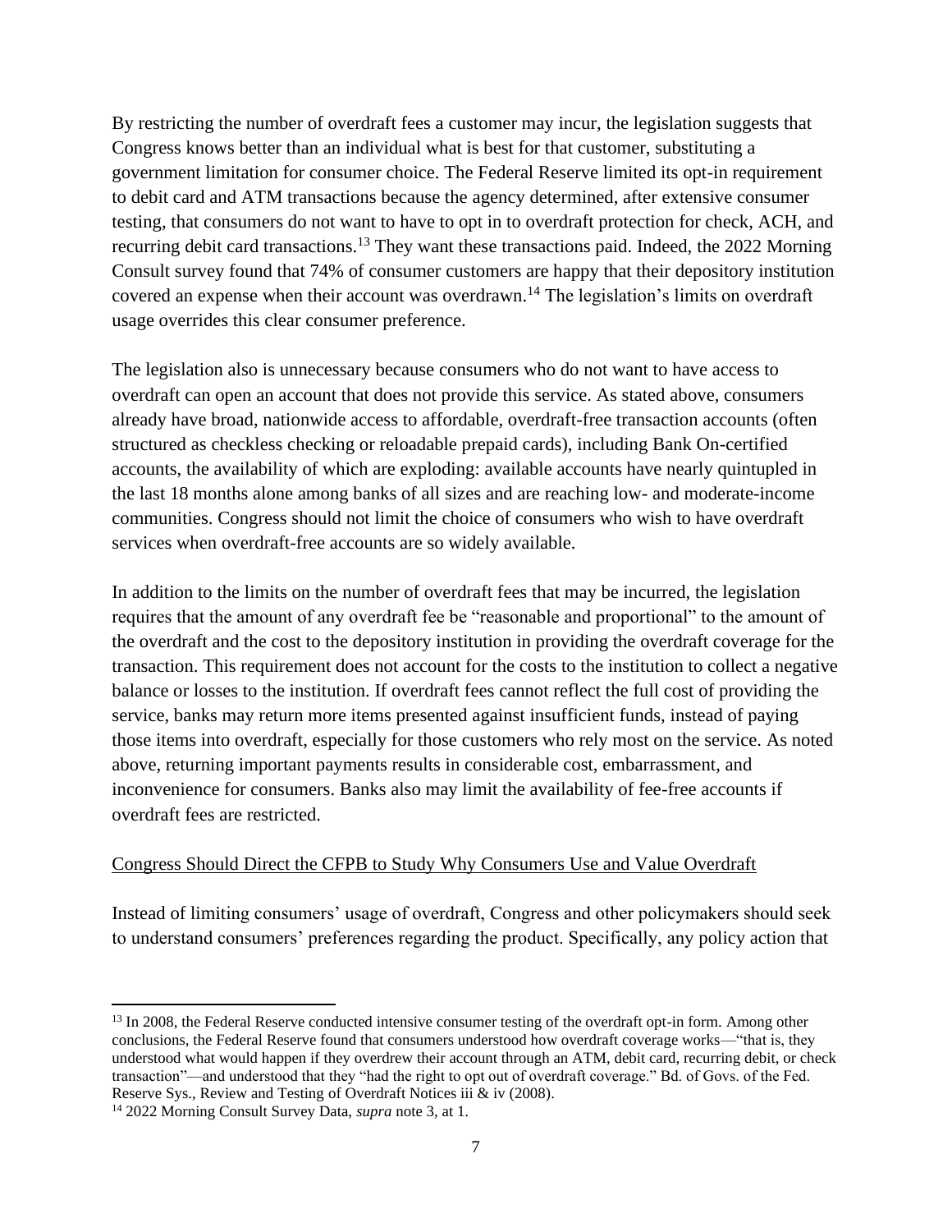By restricting the number of overdraft fees a customer may incur, the legislation suggests that Congress knows better than an individual what is best for that customer, substituting a government limitation for consumer choice. The Federal Reserve limited its opt-in requirement to debit card and ATM transactions because the agency determined, after extensive consumer testing, that consumers do not want to have to opt in to overdraft protection for check, ACH, and recurring debit card transactions.[13] They want these transactions paid. Indeed, the 2022 Morning Consult survey found that 74% of consumer customers are happy that their depository institution covered an expense when their account was overdrawn.[14] The legislation's limits on overdraft usage overrides this clear consumer preference.

The legislation also is unnecessary because consumers who do not want to have access to overdraft can open an account that does not provide this service. As stated above, consumers already have broad, nationwide access to affordable, overdraft-free transaction accounts (often structured as checkless checking or reloadable prepaid cards), including Bank On-certified accounts, the availability of which are exploding: available accounts have nearly quintupled in the last 18 months alone among banks of all sizes and are reaching low- and moderate-income communities. Congress should not limit the choice of consumers who wish to have overdraft services when overdraft-free accounts are so widely available.

In addition to the limits on the number of overdraft fees that may be incurred, the legislation requires that the amount of any overdraft fee be "reasonable and proportional" to the amount of the overdraft and the cost to the depository institution in providing the overdraft coverage for the transaction. This requirement does not account for the costs to the institution to collect a negative balance or losses to the institution. If overdraft fees cannot reflect the full cost of providing the service, banks may return more items presented against insufficient funds, instead of paying those items into overdraft, especially for those customers who rely most on the service. As noted above, returning important payments results in considerable cost, embarrassment, and inconvenience for consumers. Banks also may limit the availability of fee-free accounts if overdraft fees are restricted.

<u>Congress Should Direct the CFPB to Study Why Consumers Use and Value Overdraft</u>

Instead of limiting consumers' usage of overdraft, Congress and other policymakers should seek to understand consumers' preferences regarding the product. Specifically, any policy action that

---

[13] In 2008, the Federal Reserve conducted intensive consumer testing of the overdraft opt-in form. Among other conclusions, the Federal Reserve found that consumers understood how overdraft coverage works—"that is, they understood what would happen if they overdrew their account through an ATM, debit card, recurring debit, or check transaction"—and understood that they "had the right to opt out of overdraft coverage." Bd. of Govs. of the Fed. Reserve Sys., Review and Testing of Overdraft Notices iii & iv (2008).

[14] 2022 Morning Consult Survey Data, *supra* note 3, at 1.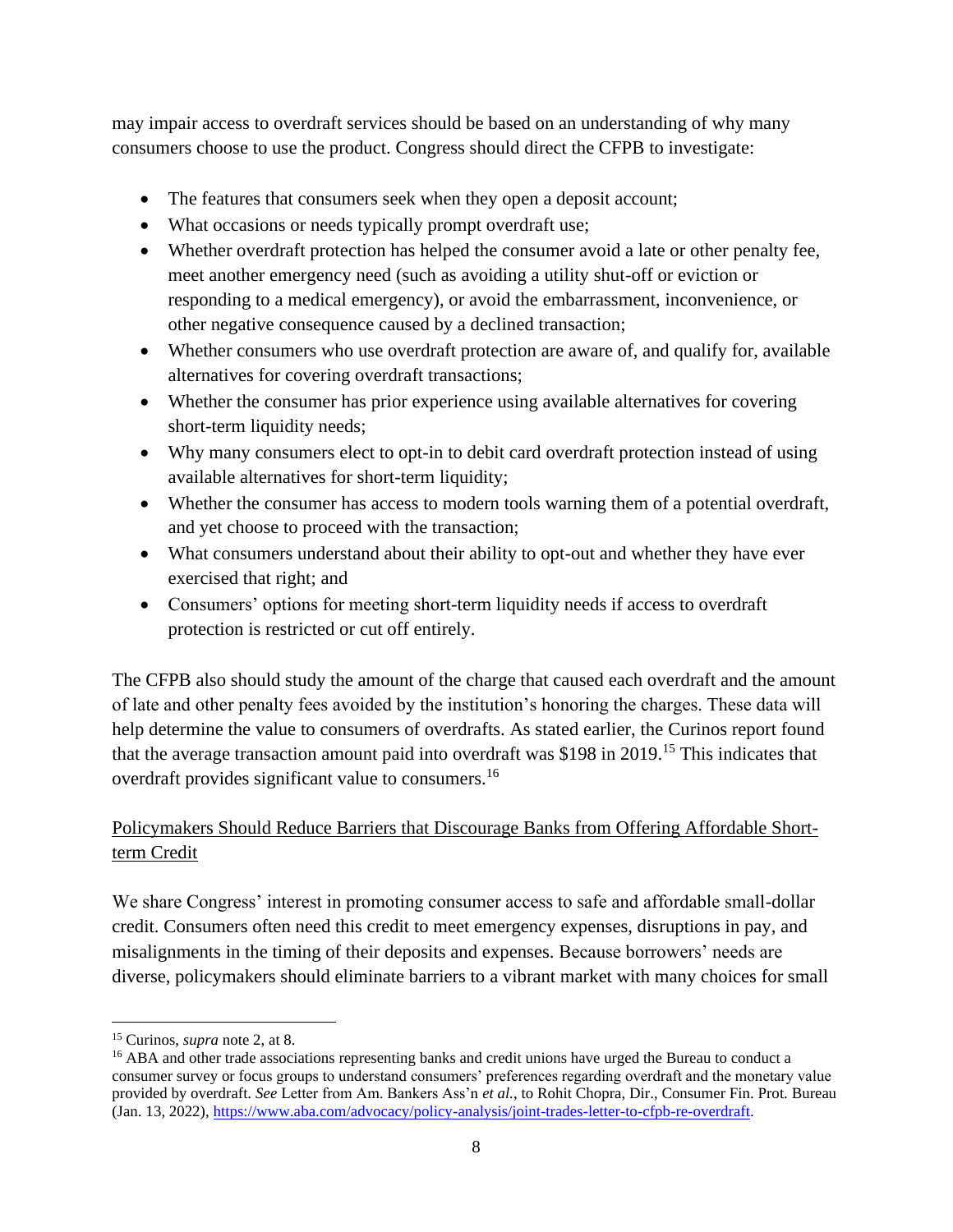may impair access to overdraft services should be based on an understanding of why many consumers choose to use the product. Congress should direct the CFPB to investigate:

- The features that consumers seek when they open a deposit account;
- What occasions or needs typically prompt overdraft use;
- Whether overdraft protection has helped the consumer avoid a late or other penalty fee, meet another emergency need (such as avoiding a utility shut-off or eviction or responding to a medical emergency), or avoid the embarrassment, inconvenience, or other negative consequence caused by a declined transaction;
- Whether consumers who use overdraft protection are aware of, and qualify for, available alternatives for covering overdraft transactions;
- Whether the consumer has prior experience using available alternatives for covering short-term liquidity needs;
- Why many consumers elect to opt-in to debit card overdraft protection instead of using available alternatives for short-term liquidity;
- Whether the consumer has access to modern tools warning them of a potential overdraft, and yet choose to proceed with the transaction;
- What consumers understand about their ability to opt-out and whether they have ever exercised that right; and
- Consumers' options for meeting short-term liquidity needs if access to overdraft protection is restricted or cut off entirely.

The CFPB also should study the amount of the charge that caused each overdraft and the amount of late and other penalty fees avoided by the institution's honoring the charges. These data will help determine the value to consumers of overdrafts. As stated earlier, the Curinos report found that the average transaction amount paid into overdraft was $198 in 2019.[15] This indicates that overdraft provides significant value to consumers.[16]

<u>Policymakers Should Reduce Barriers that Discourage Banks from Offering Affordable Short-term Credit</u>

We share Congress' interest in promoting consumer access to safe and affordable small-dollar credit. Consumers often need this credit to meet emergency expenses, disruptions in pay, and misalignments in the timing of their deposits and expenses. Because borrowers' needs are diverse, policymakers should eliminate barriers to a vibrant market with many choices for small

---

[15] Curinos, *supra* note 2, at 8.

[16] ABA and other trade associations representing banks and credit unions have urged the Bureau to conduct a consumer survey or focus groups to understand consumers' preferences regarding overdraft and the monetary value provided by overdraft. *See* Letter from Am. Bankers Ass'n *et al.*, to Rohit Chopra, Dir., Consumer Fin. Prot. Bureau (Jan. 13, 2022), https://www.aba.com/advocacy/policy-analysis/joint-trades-letter-to-cfpb-re-overdraft.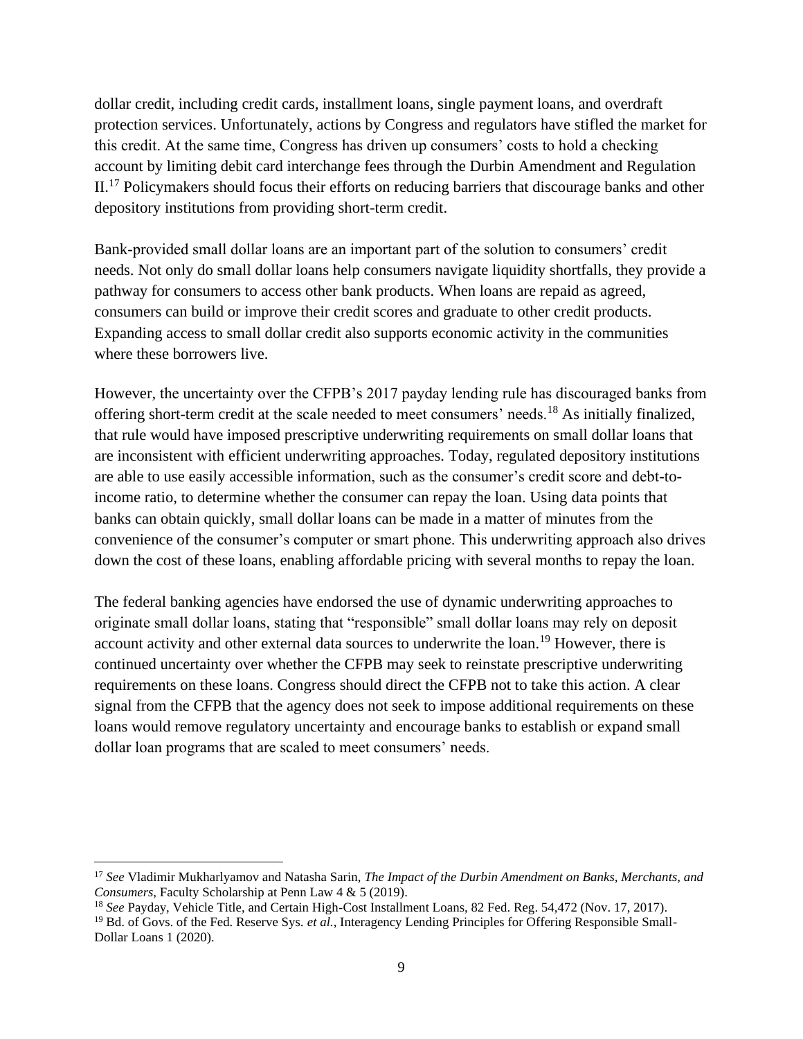dollar credit, including credit cards, installment loans, single payment loans, and overdraft protection services. Unfortunately, actions by Congress and regulators have stifled the market for this credit. At the same time, Congress has driven up consumers' costs to hold a checking account by limiting debit card interchange fees through the Durbin Amendment and Regulation II.[17] Policymakers should focus their efforts on reducing barriers that discourage banks and other depository institutions from providing short-term credit.

Bank-provided small dollar loans are an important part of the solution to consumers' credit needs. Not only do small dollar loans help consumers navigate liquidity shortfalls, they provide a pathway for consumers to access other bank products. When loans are repaid as agreed, consumers can build or improve their credit scores and graduate to other credit products. Expanding access to small dollar credit also supports economic activity in the communities where these borrowers live.

However, the uncertainty over the CFPB's 2017 payday lending rule has discouraged banks from offering short-term credit at the scale needed to meet consumers' needs.[18] As initially finalized, that rule would have imposed prescriptive underwriting requirements on small dollar loans that are inconsistent with efficient underwriting approaches. Today, regulated depository institutions are able to use easily accessible information, such as the consumer's credit score and debt-to-income ratio, to determine whether the consumer can repay the loan. Using data points that banks can obtain quickly, small dollar loans can be made in a matter of minutes from the convenience of the consumer's computer or smart phone. This underwriting approach also drives down the cost of these loans, enabling affordable pricing with several months to repay the loan.

The federal banking agencies have endorsed the use of dynamic underwriting approaches to originate small dollar loans, stating that "responsible" small dollar loans may rely on deposit account activity and other external data sources to underwrite the loan.[19] However, there is continued uncertainty over whether the CFPB may seek to reinstate prescriptive underwriting requirements on these loans. Congress should direct the CFPB not to take this action. A clear signal from the CFPB that the agency does not seek to impose additional requirements on these loans would remove regulatory uncertainty and encourage banks to establish or expand small dollar loan programs that are scaled to meet consumers' needs.

---

[17] *See* Vladimir Mukharlyamov and Natasha Sarin, *The Impact of the Durbin Amendment on Banks, Merchants, and Consumers*, Faculty Scholarship at Penn Law 4 & 5 (2019).

[18] *See* Payday, Vehicle Title, and Certain High-Cost Installment Loans, 82 Fed. Reg. 54,472 (Nov. 17, 2017).

[19] Bd. of Govs. of the Fed. Reserve Sys. *et al.*, Interagency Lending Principles for Offering Responsible Small-Dollar Loans 1 (2020).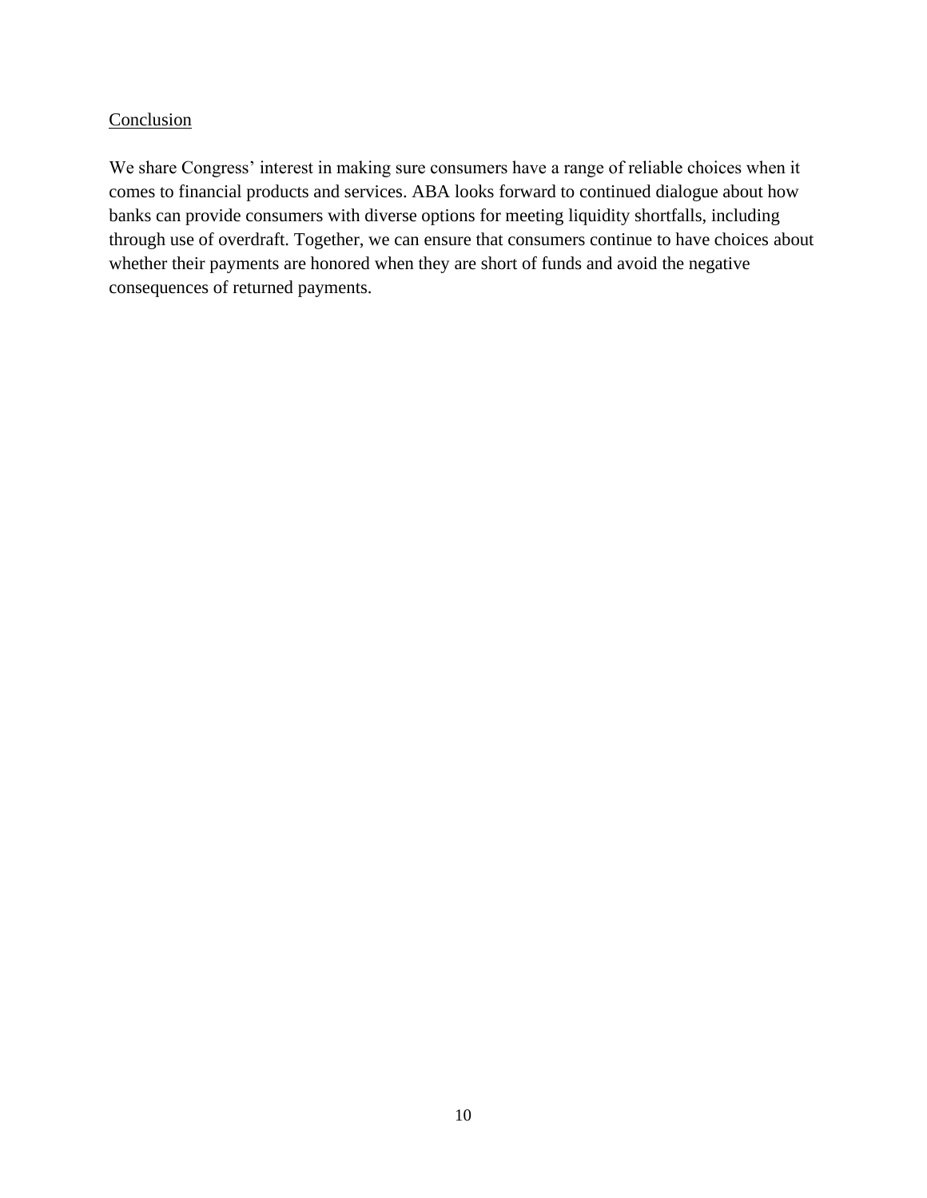## Conclusion

We share Congress' interest in making sure consumers have a range of reliable choices when it comes to financial products and services. ABA looks forward to continued dialogue about how banks can provide consumers with diverse options for meeting liquidity shortfalls, including through use of overdraft. Together, we can ensure that consumers continue to have choices about whether their payments are honored when they are short of funds and avoid the negative consequences of returned payments.